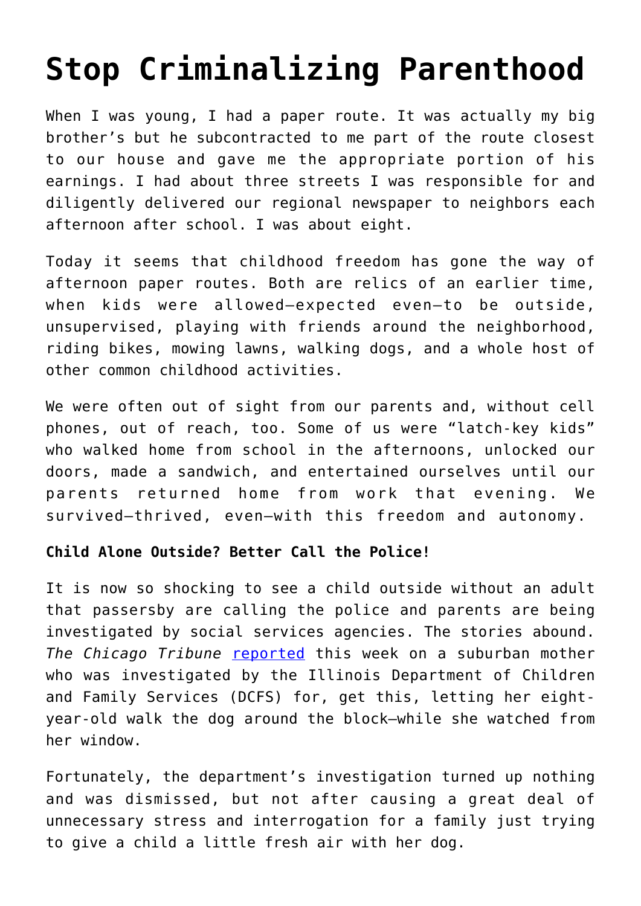# Stop Criminalizing Parenthood

When I was young, I had a paper route. It was actually my big brother's but he subcontracted to me part of the route closest to our house and gave me the appropriate portion of his earnings. I had about three streets I was responsible for and diligently delivered our regional newspaper to neighbors each afternoon after school. I was about eight.

Today it seems that childhood freedom has gone the way of afternoon paper routes. Both are relics of an earlier time, when kids were allowed—expected even—to be outside, unsupervised, playing with friends around the neighborhood, riding bikes, mowing lawns, walking dogs, and a whole host of other common childhood activities.

We were often out of sight from our parents and, without cell phones, out of reach, too. Some of us were "latch-key kids" who walked home from school in the afternoons, unlocked our doors, made a sandwich, and entertained ourselves until our parents returned home from work that evening. We survived—thrived, even—with this freedom and autonomy.

**Child Alone Outside? Better Call the Police!**

It is now so shocking to see a child outside without an adult that passersby are calling the police and parents are being investigated by social services agencies. The stories abound. *The Chicago Tribune* reported this week on a suburban mother who was investigated by the Illinois Department of Children and Family Services (DCFS) for, get this, letting her eight-year-old walk the dog around the block—while she watched from her window.

Fortunately, the department's investigation turned up nothing and was dismissed, but not after causing a great deal of unnecessary stress and interrogation for a family just trying to give a child a little fresh air with her dog.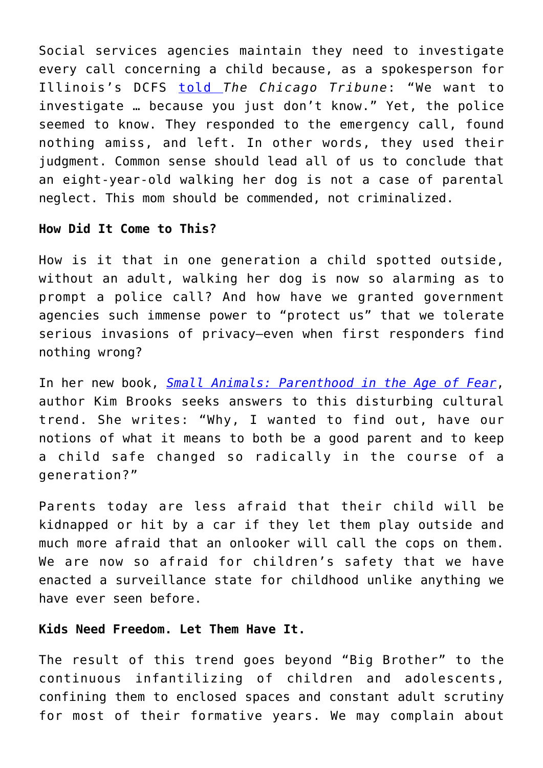Social services agencies maintain they need to investigate every call concerning a child because, as a spokesperson for Illinois's DCFS told *The Chicago Tribune*: "We want to investigate … because you just don't know." Yet, the police seemed to know. They responded to the emergency call, found nothing amiss, and left. In other words, they used their judgment. Common sense should lead all of us to conclude that an eight-year-old walking her dog is not a case of parental neglect. This mom should be commended, not criminalized.

**How Did It Come to This?**

How is it that in one generation a child spotted outside, without an adult, walking her dog is now so alarming as to prompt a police call? And how have we granted government agencies such immense power to "protect us" that we tolerate serious invasions of privacy—even when first responders find nothing wrong?

In her new book, *Small Animals: Parenthood in the Age of Fear*, author Kim Brooks seeks answers to this disturbing cultural trend. She writes: "Why, I wanted to find out, have our notions of what it means to both be a good parent and to keep a child safe changed so radically in the course of a generation?"

Parents today are less afraid that their child will be kidnapped or hit by a car if they let them play outside and much more afraid that an onlooker will call the cops on them. We are now so afraid for children's safety that we have enacted a surveillance state for childhood unlike anything we have ever seen before.

**Kids Need Freedom. Let Them Have It.**

The result of this trend goes beyond "Big Brother" to the continuous infantilizing of children and adolescents, confining them to enclosed spaces and constant adult scrutiny for most of their formative years. We may complain about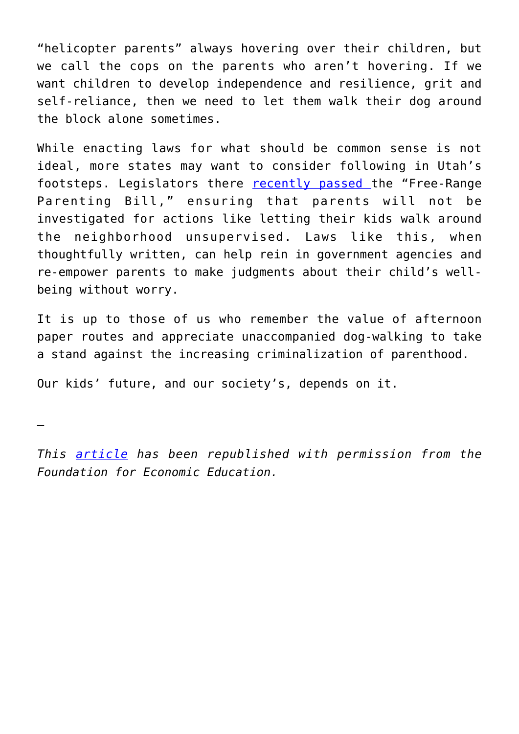"helicopter parents" always hovering over their children, but we call the cops on the parents who aren't hovering. If we want children to develop independence and resilience, grit and self-reliance, then we need to let them walk their dog around the block alone sometimes.

While enacting laws for what should be common sense is not ideal, more states may want to consider following in Utah's footsteps. Legislators there recently passed the "Free-Range Parenting Bill," ensuring that parents will not be investigated for actions like letting their kids walk around the neighborhood unsupervised. Laws like this, when thoughtfully written, can help rein in government agencies and re-empower parents to make judgments about their child's well-being without worry.

It is up to those of us who remember the value of afternoon paper routes and appreciate unaccompanied dog-walking to take a stand against the increasing criminalization of parenthood.

Our kids' future, and our society's, depends on it.

—

*This article has been republished with permission from the Foundation for Economic Education.*